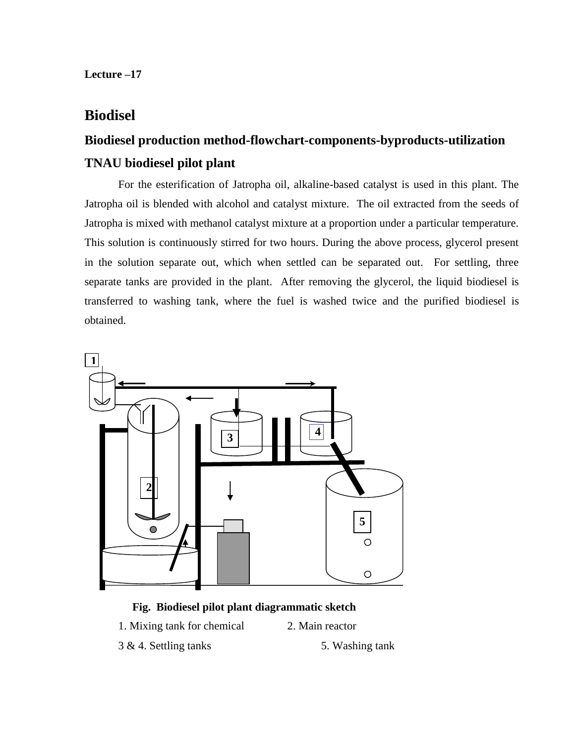Lecture –17

# Biodisel

## Biodiesel production method-flowchart-components-byproducts-utilization

## TNAU biodiesel pilot plant

For the esterification of Jatropha oil, alkaline-based catalyst is used in this plant. The Jatropha oil is blended with alcohol and catalyst mixture. The oil extracted from the seeds of Jatropha is mixed with methanol catalyst mixture at a proportion under a particular temperature. This solution is continuously stirred for two hours. During the above process, glycerol present in the solution separate out, which when settled can be separated out. For settling, three separate tanks are provided in the plant. After removing the glycerol, the liquid biodiesel is transferred to washing tank, where the fuel is washed twice and the purified biodiesel is obtained.

**Fig. Biodiesel pilot plant diagrammatic sketch**

1. Mixing tank for chemical
2. Main reactor

3 & 4. Settling tanks

5. Washing tank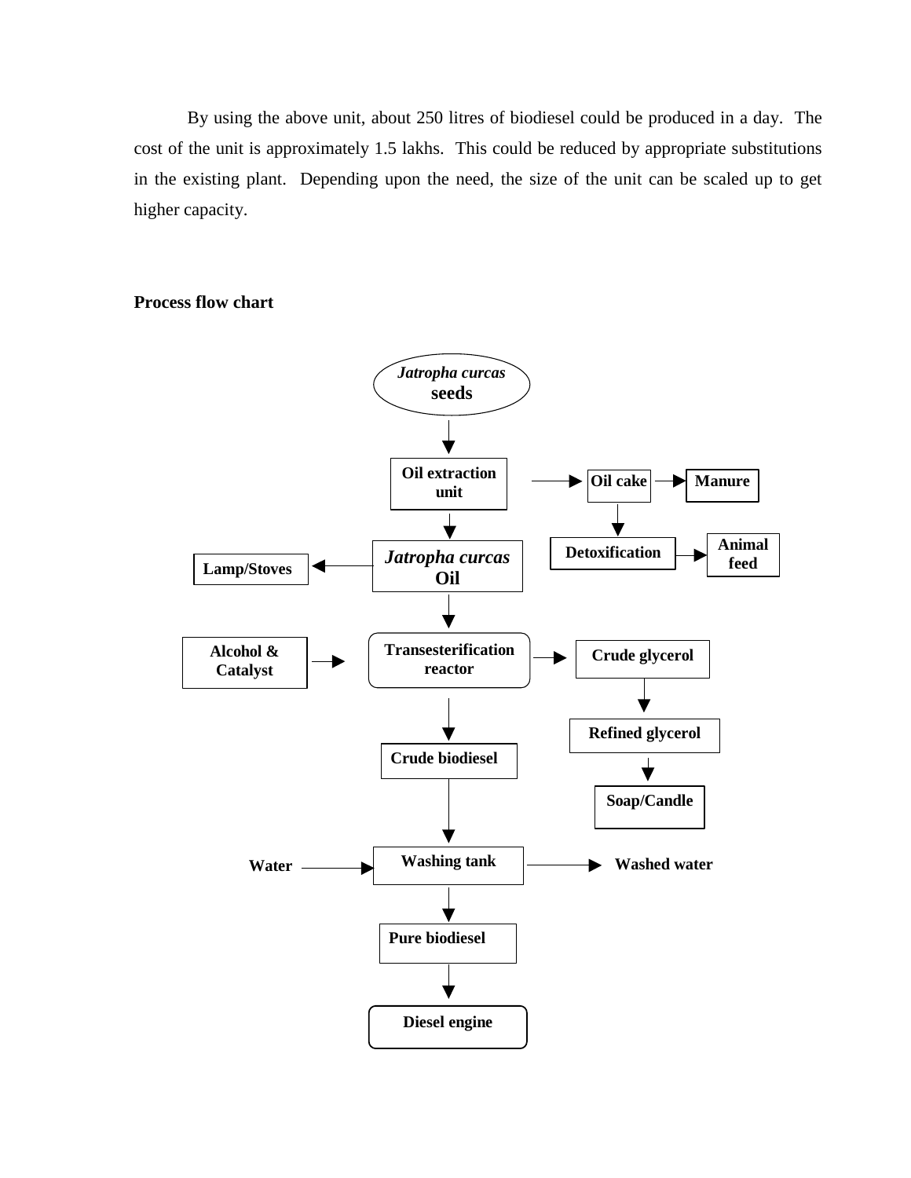By using the above unit, about 250 litres of biodiesel could be produced in a day. The cost of the unit is approximately 1.5 lakhs. This could be reduced by appropriate substitutions in the existing plant. Depending upon the need, the size of the unit can be scaled up to get higher capacity.

**Process flow chart**

- *Jatropha curcas* **seeds** → **Oil extraction unit**
- **Oil extraction unit** → **Oil cake** → **Manure**
- **Oil cake** → **Detoxification** → **Animal feed**
- **Oil extraction unit** → ***Jatropha curcas* Oil**
- ***Jatropha curcas* Oil** → **Lamp/Stoves**
- ***Jatropha curcas* Oil** → **Transesterification reactor**
- **Alcohol & Catalyst** → **Transesterification reactor**
- **Transesterification reactor** → **Crude glycerol** → **Refined glycerol** → **Soap/Candle**
- **Transesterification reactor** → **Crude biodiesel** → **Washing tank**
- **Water** → **Washing tank** → **Washed water**
- **Washing tank** → **Pure biodiesel** → **Diesel engine**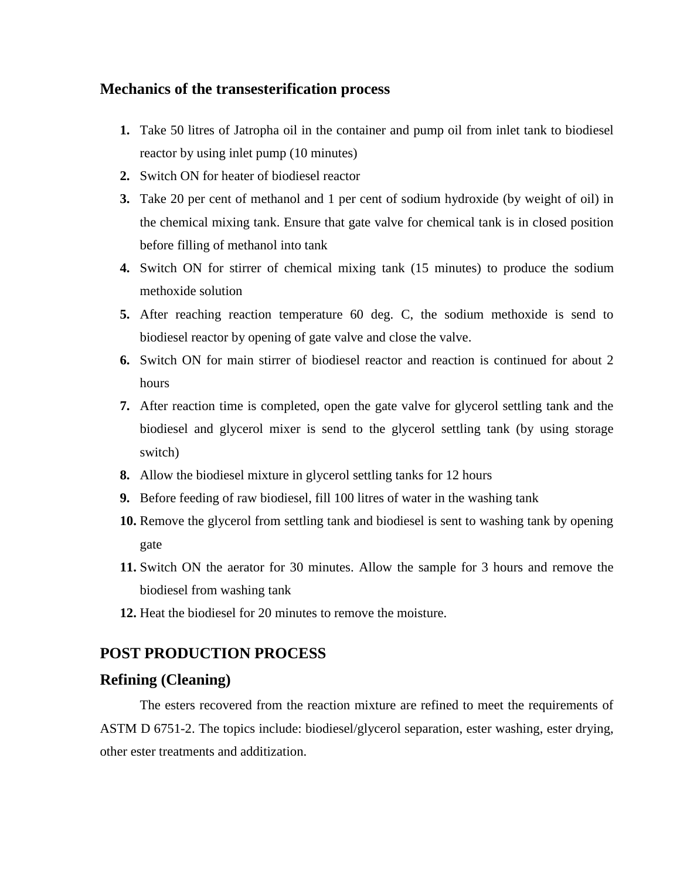### Mechanics of the transesterification process

1. Take 50 litres of Jatropha oil in the container and pump oil from inlet tank to biodiesel reactor by using inlet pump (10 minutes)
2. Switch ON for heater of biodiesel reactor
3. Take 20 per cent of methanol and 1 per cent of sodium hydroxide (by weight of oil) in the chemical mixing tank. Ensure that gate valve for chemical tank is in closed position before filling of methanol into tank
4. Switch ON for stirrer of chemical mixing tank (15 minutes) to produce the sodium methoxide solution
5. After reaching reaction temperature 60 deg. C, the sodium methoxide is send to biodiesel reactor by opening of gate valve and close the valve.
6. Switch ON for main stirrer of biodiesel reactor and reaction is continued for about 2 hours
7. After reaction time is completed, open the gate valve for glycerol settling tank and the biodiesel and glycerol mixer is send to the glycerol settling tank (by using storage switch)
8. Allow the biodiesel mixture in glycerol settling tanks for 12 hours
9. Before feeding of raw biodiesel, fill 100 litres of water in the washing tank
10. Remove the glycerol from settling tank and biodiesel is sent to washing tank by opening gate
11. Switch ON the aerator for 30 minutes. Allow the sample for 3 hours and remove the biodiesel from washing tank
12. Heat the biodiesel for 20 minutes to remove the moisture.

## POST PRODUCTION PROCESS

## Refining (Cleaning)

The esters recovered from the reaction mixture are refined to meet the requirements of ASTM D 6751-2. The topics include: biodiesel/glycerol separation, ester washing, ester drying, other ester treatments and additization.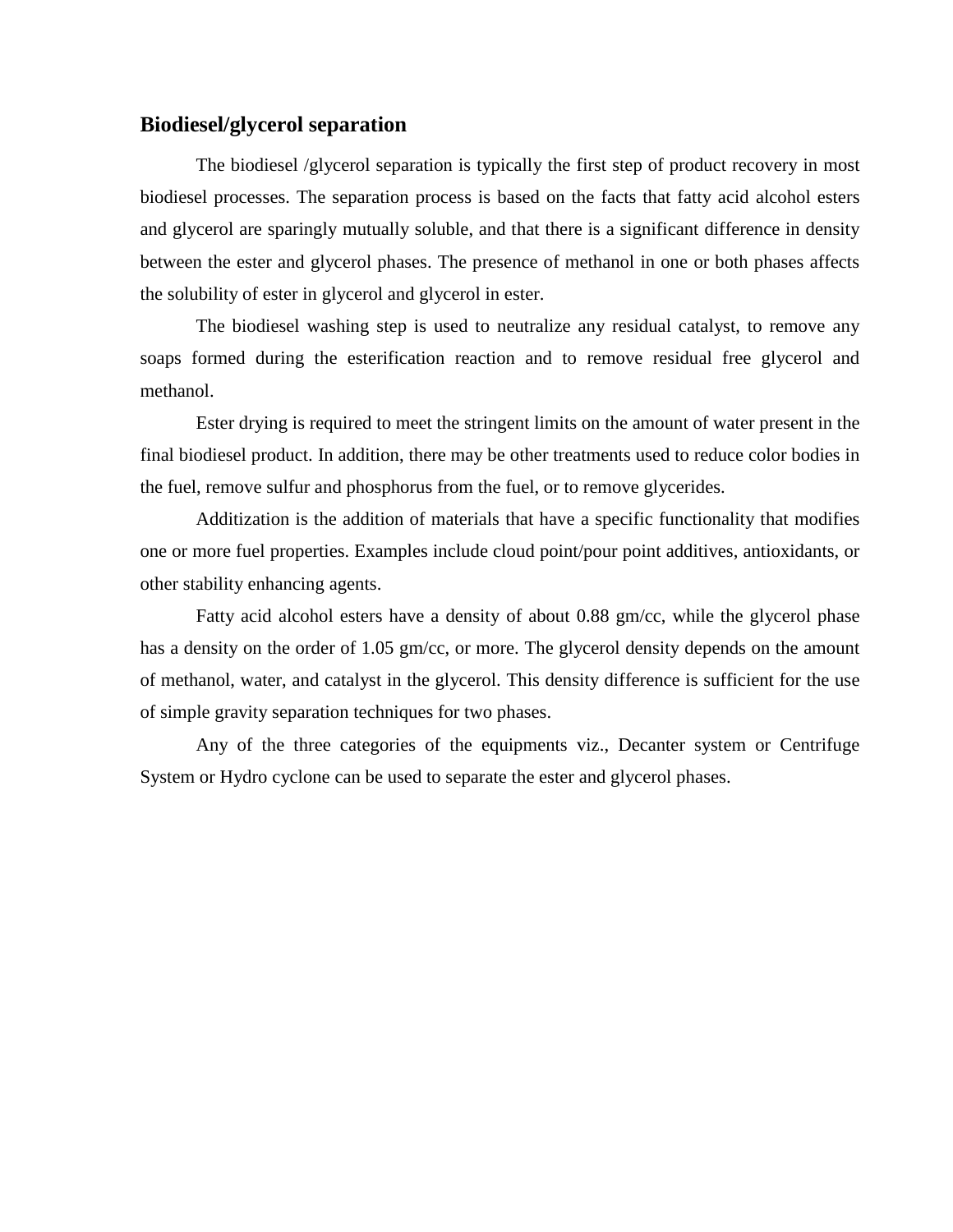## Biodiesel/glycerol separation

The biodiesel /glycerol separation is typically the first step of product recovery in most biodiesel processes. The separation process is based on the facts that fatty acid alcohol esters and glycerol are sparingly mutually soluble, and that there is a significant difference in density between the ester and glycerol phases. The presence of methanol in one or both phases affects the solubility of ester in glycerol and glycerol in ester.

The biodiesel washing step is used to neutralize any residual catalyst, to remove any soaps formed during the esterification reaction and to remove residual free glycerol and methanol.

Ester drying is required to meet the stringent limits on the amount of water present in the final biodiesel product. In addition, there may be other treatments used to reduce color bodies in the fuel, remove sulfur and phosphorus from the fuel, or to remove glycerides.

Additization is the addition of materials that have a specific functionality that modifies one or more fuel properties. Examples include cloud point/pour point additives, antioxidants, or other stability enhancing agents.

Fatty acid alcohol esters have a density of about 0.88 gm/cc, while the glycerol phase has a density on the order of 1.05 gm/cc, or more. The glycerol density depends on the amount of methanol, water, and catalyst in the glycerol. This density difference is sufficient for the use of simple gravity separation techniques for two phases.

Any of the three categories of the equipments viz., Decanter system or Centrifuge System or Hydro cyclone can be used to separate the ester and glycerol phases.